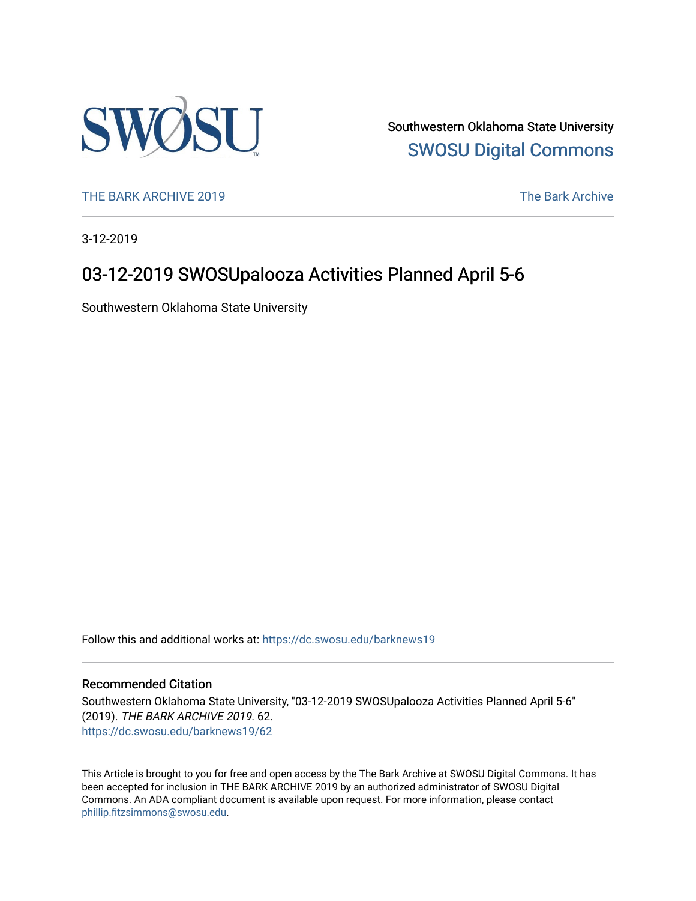Southwestern Oklahoma State University

SWOSU Digital Commons

THE BARK ARCHIVE 2019

The Bark Archive

3-12-2019

# 03-12-2019 SWOSUpalooza Activities Planned April 5-6

Southwestern Oklahoma State University

Follow this and additional works at: https://dc.swosu.edu/barknews19

## Recommended Citation

Southwestern Oklahoma State University, "03-12-2019 SWOSUpalooza Activities Planned April 5-6" (2019). *THE BARK ARCHIVE 2019*. 62.
https://dc.swosu.edu/barknews19/62

This Article is brought to you for free and open access by the The Bark Archive at SWOSU Digital Commons. It has been accepted for inclusion in THE BARK ARCHIVE 2019 by an authorized administrator of SWOSU Digital Commons. An ADA compliant document is available upon request. For more information, please contact phillip.fitzsimmons@swosu.edu.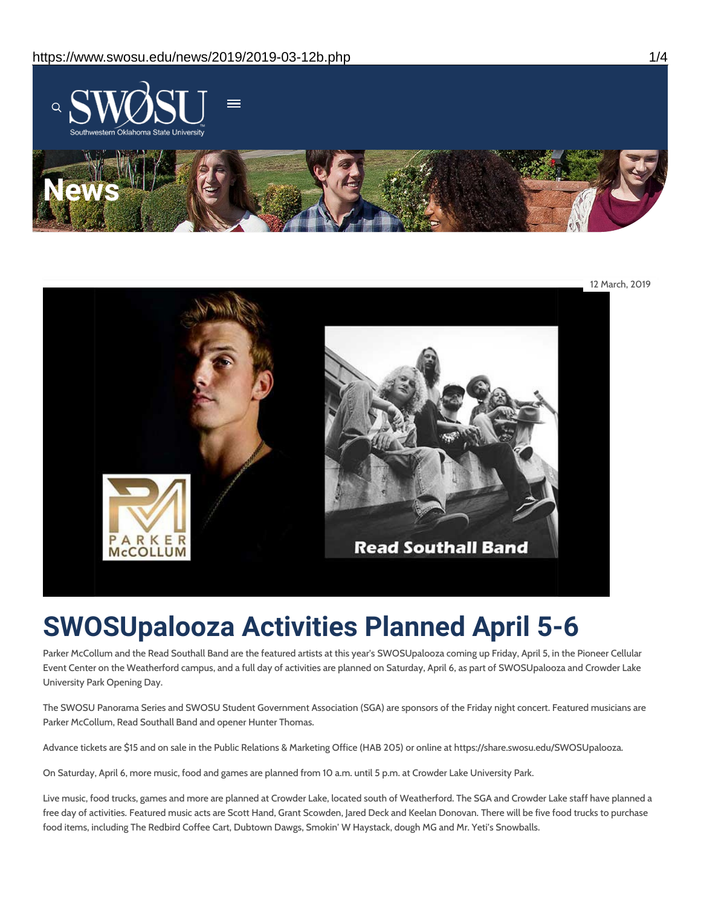News

12 March, 2019

# SWOSUpalooza Activities Planned April 5-6

Parker McCollum and the Read Southall Band are the featured artists at this year's SWOSUpalooza coming up Friday, April 5, in the Pioneer Cellular Event Center on the Weatherford campus, and a full day of activities are planned on Saturday, April 6, as part of SWOSUpalooza and Crowder Lake University Park Opening Day.

The SWOSU Panorama Series and SWOSU Student Government Association (SGA) are sponsors of the Friday night concert. Featured musicians are Parker McCollum, Read Southall Band and opener Hunter Thomas.

Advance tickets are $15 and on sale in the Public Relations & Marketing Office (HAB 205) or online at https://share.swosu.edu/SWOSUpalooza.

On Saturday, April 6, more music, food and games are planned from 10 a.m. until 5 p.m. at Crowder Lake University Park.

Live music, food trucks, games and more are planned at Crowder Lake, located south of Weatherford. The SGA and Crowder Lake staff have planned a free day of activities. Featured music acts are Scott Hand, Grant Scowden, Jared Deck and Keelan Donovan. There will be five food trucks to purchase food items, including The Redbird Coffee Cart, Dubtown Dawgs, Smokin' W Haystack, dough MG and Mr. Yeti's Snowballs.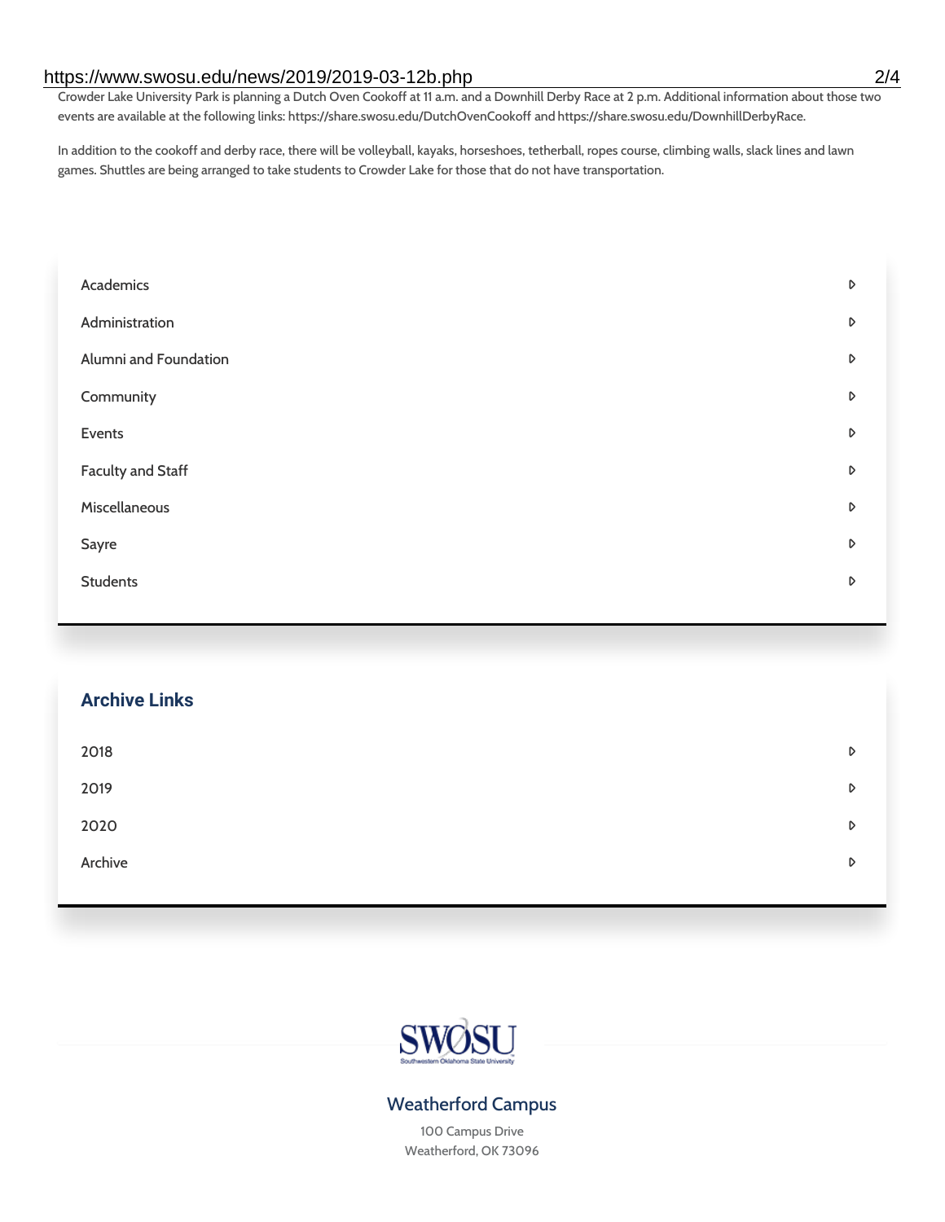Crowder Lake University Park is planning a Dutch Oven Cookoff at 11 a.m. and a Downhill Derby Race at 2 p.m. Additional information about those two events are available at the following links: https://share.swosu.edu/DutchOvenCookoff and https://share.swosu.edu/DownhillDerbyRace.

In addition to the cookoff and derby race, there will be volleyball, kayaks, horseshoes, tetherball, ropes course, climbing walls, slack lines and lawn games. Shuttles are being arranged to take students to Crowder Lake for those that do not have transportation.

- Academics
- Administration
- Alumni and Foundation
- Community
- Events
- Faculty and Staff
- Miscellaneous
- Sayre
- Students

## Archive Links

- 2018
- 2019
- 2020
- Archive

SWOSU
Southwestern Oklahoma State University

### Weatherford Campus

100 Campus Drive
Weatherford, OK 73096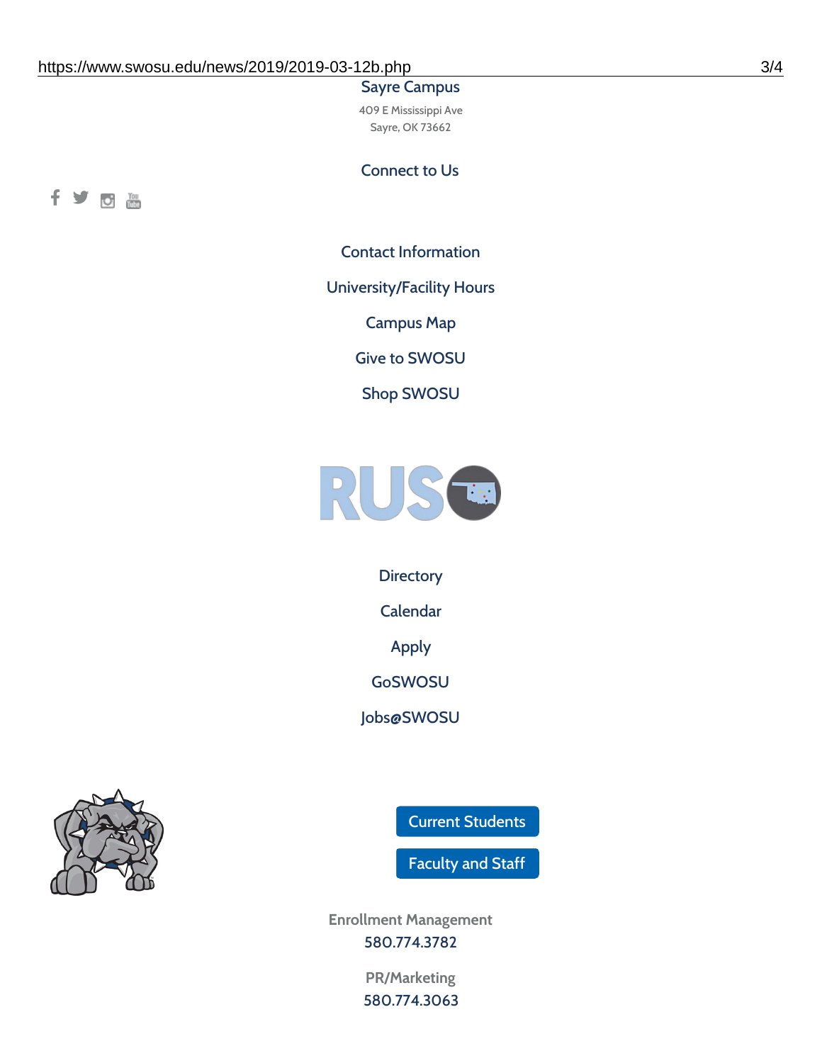Sayre Campus

409 E Mississippi Ave
Sayre, OK 73662

Connect to Us

Contact Information

University/Facility Hours

Campus Map

Give to SWOSU

Shop SWOSU

Directory

Calendar

Apply

GoSWOSU

Jobs@SWOSU

Current Students

Faculty and Staff

Enrollment Management
580.774.3782

PR/Marketing
580.774.3063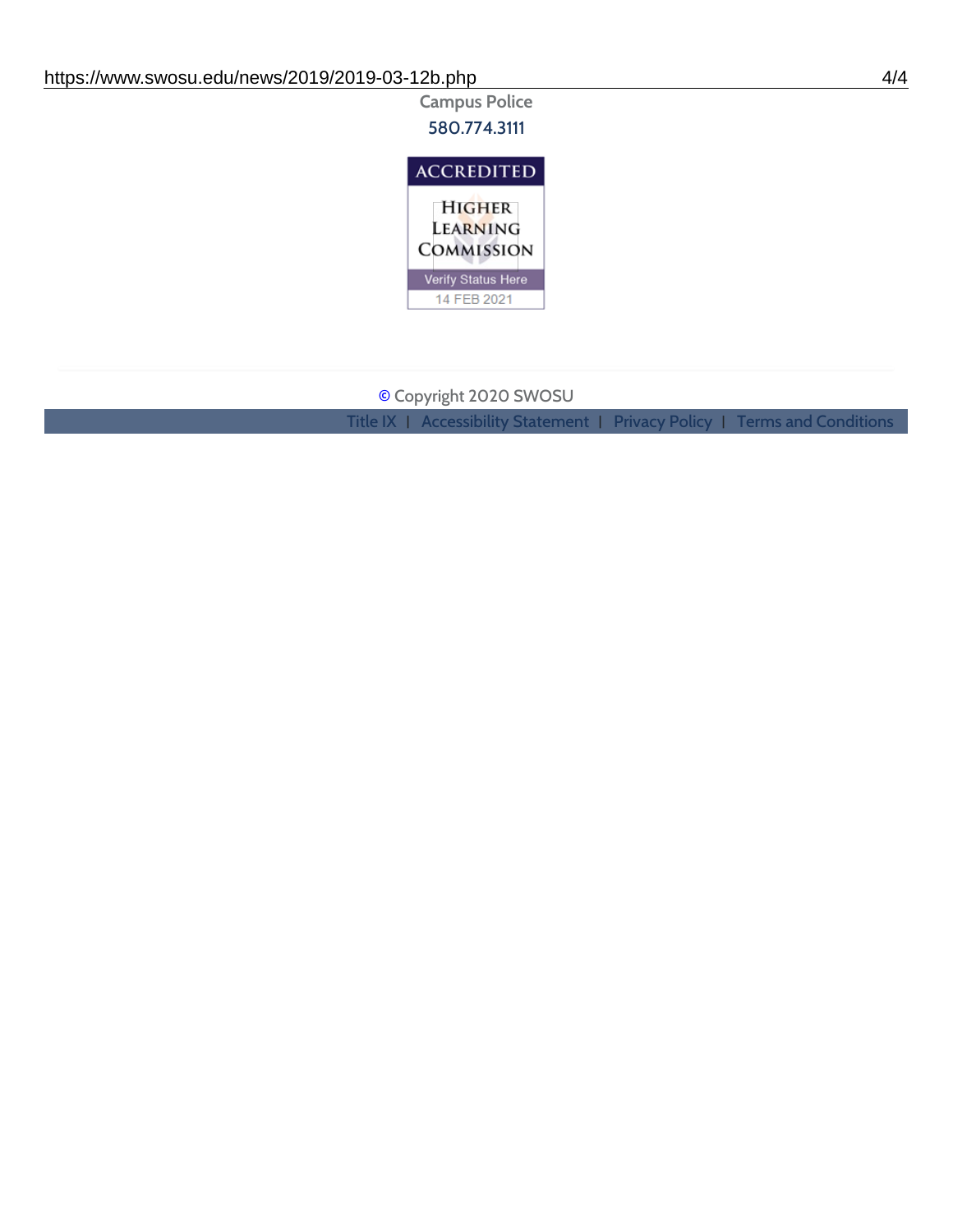Campus Police

580.774.3111

ACCREDITED

HIGHER LEARNING COMMISSION

Verify Status Here

14 FEB 2021

© Copyright 2020 SWOSU

Title IX | Accessibility Statement | Privacy Policy | Terms and Conditions